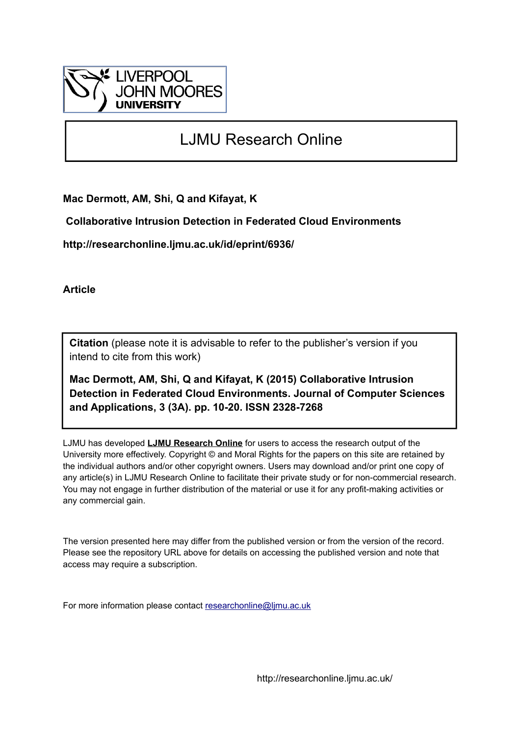LIVERPOOL JOHN MOORES UNIVERSITY

# LJMU Research Online

**Mac Dermott, AM, Shi, Q and Kifayat, K**

**Collaborative Intrusion Detection in Federated Cloud Environments**

**http://researchonline.ljmu.ac.uk/id/eprint/6936/**

**Article**

**Citation** (please note it is advisable to refer to the publisher's version if you intend to cite from this work)

**Mac Dermott, AM, Shi, Q and Kifayat, K (2015) Collaborative Intrusion Detection in Federated Cloud Environments. Journal of Computer Sciences and Applications, 3 (3A). pp. 10-20. ISSN 2328-7268**

LJMU has developed **LJMU Research Online** for users to access the research output of the University more effectively. Copyright © and Moral Rights for the papers on this site are retained by the individual authors and/or other copyright owners. Users may download and/or print one copy of any article(s) in LJMU Research Online to facilitate their private study or for non-commercial research. You may not engage in further distribution of the material or use it for any profit-making activities or any commercial gain.

The version presented here may differ from the published version or from the version of the record. Please see the repository URL above for details on accessing the published version and note that access may require a subscription.

For more information please contact researchonline@ljmu.ac.uk

http://researchonline.ljmu.ac.uk/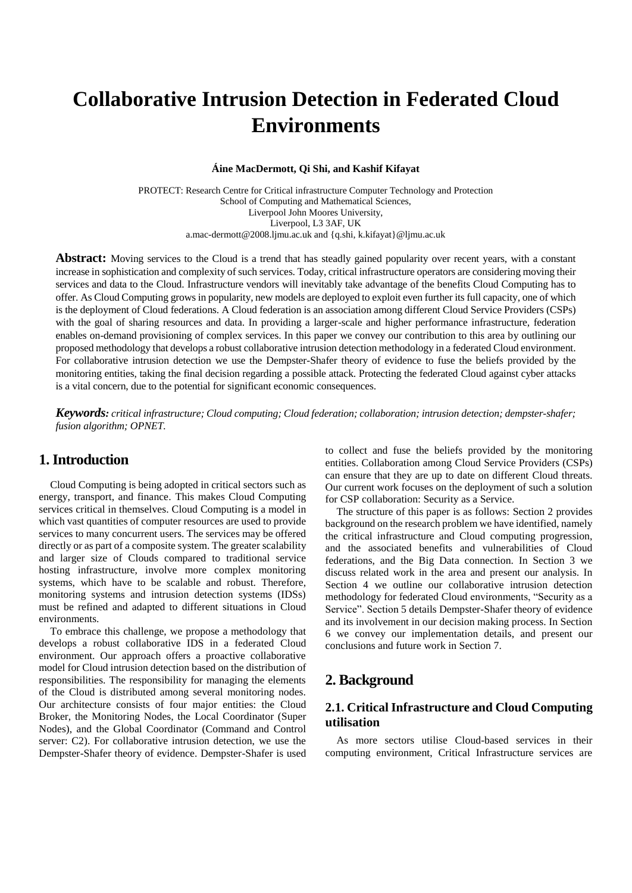# Collaborative Intrusion Detection in Federated Cloud Environments

**Áine MacDermott, Qi Shi, and Kashif Kifayat**

PROTECT: Research Centre for Critical infrastructure Computer Technology and Protection
School of Computing and Mathematical Sciences,
Liverpool John Moores University,
Liverpool, L3 3AF, UK
a.mac-dermott@2008.ljmu.ac.uk and {q.shi, k.kifayat}@ljmu.ac.uk

**Abstract:** Moving services to the Cloud is a trend that has steadily gained popularity over recent years, with a constant increase in sophistication and complexity of such services. Today, critical infrastructure operators are considering moving their services and data to the Cloud. Infrastructure vendors will inevitably take advantage of the benefits Cloud Computing has to offer. As Cloud Computing grows in popularity, new models are deployed to exploit even further its full capacity, one of which is the deployment of Cloud federations. A Cloud federation is an association among different Cloud Service Providers (CSPs) with the goal of sharing resources and data. In providing a larger-scale and higher performance infrastructure, federation enables on-demand provisioning of complex services. In this paper we convey our contribution to this area by outlining our proposed methodology that develops a robust collaborative intrusion detection methodology in a federated Cloud environment. For collaborative intrusion detection we use the Dempster-Shafer theory of evidence to fuse the beliefs provided by the monitoring entities, taking the final decision regarding a possible attack. Protecting the federated Cloud against cyber attacks is a vital concern, due to the potential for significant economic consequences.

***Keywords:*** *critical infrastructure; Cloud computing; Cloud federation; collaboration; intrusion detection; dempster-shafer; fusion algorithm; OPNET.*

## 1. Introduction

Cloud Computing is being adopted in critical sectors such as energy, transport, and finance. This makes Cloud Computing services critical in themselves. Cloud Computing is a model in which vast quantities of computer resources are used to provide services to many concurrent users. The services may be offered directly or as part of a composite system. The greater scalability and larger size of Clouds compared to traditional service hosting infrastructure, involve more complex monitoring systems, which have to be scalable and robust. Therefore, monitoring systems and intrusion detection systems (IDSs) must be refined and adapted to different situations in Cloud environments.

To embrace this challenge, we propose a methodology that develops a robust collaborative IDS in a federated Cloud environment. Our approach offers a proactive collaborative model for Cloud intrusion detection based on the distribution of responsibilities. The responsibility for managing the elements of the Cloud is distributed among several monitoring nodes. Our architecture consists of four major entities: the Cloud Broker, the Monitoring Nodes, the Local Coordinator (Super Nodes), and the Global Coordinator (Command and Control server: C2). For collaborative intrusion detection, we use the Dempster-Shafer theory of evidence. Dempster-Shafer is used to collect and fuse the beliefs provided by the monitoring entities. Collaboration among Cloud Service Providers (CSPs) can ensure that they are up to date on different Cloud threats. Our current work focuses on the deployment of such a solution for CSP collaboration: Security as a Service.

The structure of this paper is as follows: Section 2 provides background on the research problem we have identified, namely the critical infrastructure and Cloud computing progression, and the associated benefits and vulnerabilities of Cloud federations, and the Big Data connection. In Section 3 we discuss related work in the area and present our analysis. In Section 4 we outline our collaborative intrusion detection methodology for federated Cloud environments, "Security as a Service". Section 5 details Dempster-Shafer theory of evidence and its involvement in our decision making process. In Section 6 we convey our implementation details, and present our conclusions and future work in Section 7.

## 2. Background

### 2.1. Critical Infrastructure and Cloud Computing utilisation

As more sectors utilise Cloud-based services in their computing environment, Critical Infrastructure services are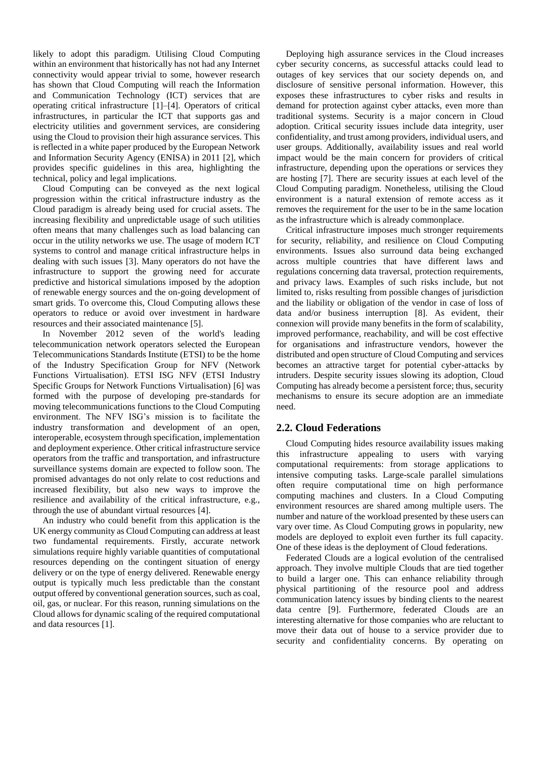likely to adopt this paradigm. Utilising Cloud Computing within an environment that historically has not had any Internet connectivity would appear trivial to some, however research has shown that Cloud Computing will reach the Information and Communication Technology (ICT) services that are operating critical infrastructure [1]–[4]. Operators of critical infrastructures, in particular the ICT that supports gas and electricity utilities and government services, are considering using the Cloud to provision their high assurance services. This is reflected in a white paper produced by the European Network and Information Security Agency (ENISA) in 2011 [2], which provides specific guidelines in this area, highlighting the technical, policy and legal implications.

Cloud Computing can be conveyed as the next logical progression within the critical infrastructure industry as the Cloud paradigm is already being used for crucial assets. The increasing flexibility and unpredictable usage of such utilities often means that many challenges such as load balancing can occur in the utility networks we use. The usage of modern ICT systems to control and manage critical infrastructure helps in dealing with such issues [3]. Many operators do not have the infrastructure to support the growing need for accurate predictive and historical simulations imposed by the adoption of renewable energy sources and the on-going development of smart grids. To overcome this, Cloud Computing allows these operators to reduce or avoid over investment in hardware resources and their associated maintenance [5].

In November 2012 seven of the world's leading telecommunication network operators selected the European Telecommunications Standards Institute (ETSI) to be the home of the Industry Specification Group for NFV (Network Functions Virtualisation). ETSI ISG NFV (ETSI Industry Specific Groups for Network Functions Virtualisation) [6] was formed with the purpose of developing pre-standards for moving telecommunications functions to the Cloud Computing environment. The NFV ISG's mission is to facilitate the industry transformation and development of an open, interoperable, ecosystem through specification, implementation and deployment experience. Other critical infrastructure service operators from the traffic and transportation, and infrastructure surveillance systems domain are expected to follow soon. The promised advantages do not only relate to cost reductions and increased flexibility, but also new ways to improve the resilience and availability of the critical infrastructure, e.g., through the use of abundant virtual resources [4].

An industry who could benefit from this application is the UK energy community as Cloud Computing can address at least two fundamental requirements. Firstly, accurate network simulations require highly variable quantities of computational resources depending on the contingent situation of energy delivery or on the type of energy delivered. Renewable energy output is typically much less predictable than the constant output offered by conventional generation sources, such as coal, oil, gas, or nuclear. For this reason, running simulations on the Cloud allows for dynamic scaling of the required computational and data resources [1].

Deploying high assurance services in the Cloud increases cyber security concerns, as successful attacks could lead to outages of key services that our society depends on, and disclosure of sensitive personal information. However, this exposes these infrastructures to cyber risks and results in demand for protection against cyber attacks, even more than traditional systems. Security is a major concern in Cloud adoption. Critical security issues include data integrity, user confidentiality, and trust among providers, individual users, and user groups. Additionally, availability issues and real world impact would be the main concern for providers of critical infrastructure, depending upon the operations or services they are hosting [7]. There are security issues at each level of the Cloud Computing paradigm. Nonetheless, utilising the Cloud environment is a natural extension of remote access as it removes the requirement for the user to be in the same location as the infrastructure which is already commonplace.

Critical infrastructure imposes much stronger requirements for security, reliability, and resilience on Cloud Computing environments. Issues also surround data being exchanged across multiple countries that have different laws and regulations concerning data traversal, protection requirements, and privacy laws. Examples of such risks include, but not limited to, risks resulting from possible changes of jurisdiction and the liability or obligation of the vendor in case of loss of data and/or business interruption [8]. As evident, their connexion will provide many benefits in the form of scalability, improved performance, reachability, and will be cost effective for organisations and infrastructure vendors, however the distributed and open structure of Cloud Computing and services becomes an attractive target for potential cyber-attacks by intruders. Despite security issues slowing its adoption, Cloud Computing has already become a persistent force; thus, security mechanisms to ensure its secure adoption are an immediate need.

## 2.2. Cloud Federations

Cloud Computing hides resource availability issues making this infrastructure appealing to users with varying computational requirements: from storage applications to intensive computing tasks. Large-scale parallel simulations often require computational time on high performance computing machines and clusters. In a Cloud Computing environment resources are shared among multiple users. The number and nature of the workload presented by these users can vary over time. As Cloud Computing grows in popularity, new models are deployed to exploit even further its full capacity. One of these ideas is the deployment of Cloud federations.

Federated Clouds are a logical evolution of the centralised approach. They involve multiple Clouds that are tied together to build a larger one. This can enhance reliability through physical partitioning of the resource pool and address communication latency issues by binding clients to the nearest data centre [9]. Furthermore, federated Clouds are an interesting alternative for those companies who are reluctant to move their data out of house to a service provider due to security and confidentiality concerns. By operating on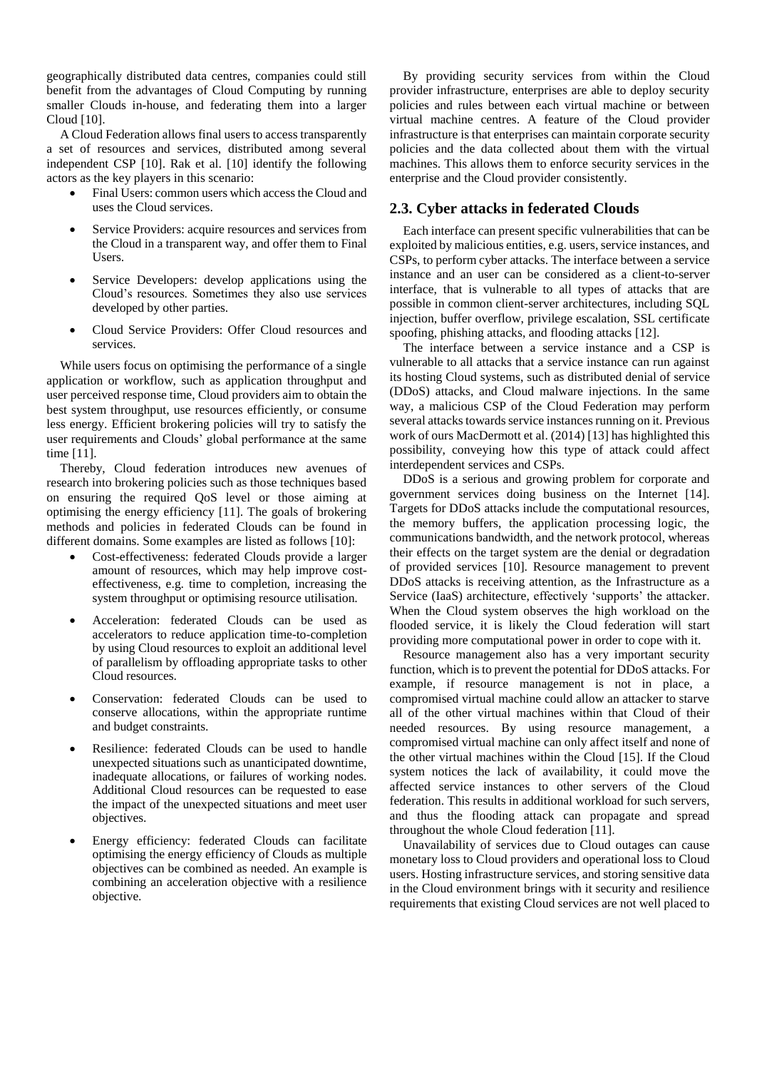geographically distributed data centres, companies could still benefit from the advantages of Cloud Computing by running smaller Clouds in-house, and federating them into a larger Cloud [10].

A Cloud Federation allows final users to access transparently a set of resources and services, distributed among several independent CSP [10]. Rak et al. [10] identify the following actors as the key players in this scenario:

- Final Users: common users which access the Cloud and uses the Cloud services.
- Service Providers: acquire resources and services from the Cloud in a transparent way, and offer them to Final Users.
- Service Developers: develop applications using the Cloud's resources. Sometimes they also use services developed by other parties.
- Cloud Service Providers: Offer Cloud resources and services.

While users focus on optimising the performance of a single application or workflow, such as application throughput and user perceived response time, Cloud providers aim to obtain the best system throughput, use resources efficiently, or consume less energy. Efficient brokering policies will try to satisfy the user requirements and Clouds' global performance at the same time [11].

Thereby, Cloud federation introduces new avenues of research into brokering policies such as those techniques based on ensuring the required QoS level or those aiming at optimising the energy efficiency [11]. The goals of brokering methods and policies in federated Clouds can be found in different domains. Some examples are listed as follows [10]:

- Cost-effectiveness: federated Clouds provide a larger amount of resources, which may help improve cost-effectiveness, e.g. time to completion, increasing the system throughput or optimising resource utilisation.
- Acceleration: federated Clouds can be used as accelerators to reduce application time-to-completion by using Cloud resources to exploit an additional level of parallelism by offloading appropriate tasks to other Cloud resources.
- Conservation: federated Clouds can be used to conserve allocations, within the appropriate runtime and budget constraints.
- Resilience: federated Clouds can be used to handle unexpected situations such as unanticipated downtime, inadequate allocations, or failures of working nodes. Additional Cloud resources can be requested to ease the impact of the unexpected situations and meet user objectives.
- Energy efficiency: federated Clouds can facilitate optimising the energy efficiency of Clouds as multiple objectives can be combined as needed. An example is combining an acceleration objective with a resilience objective.

By providing security services from within the Cloud provider infrastructure, enterprises are able to deploy security policies and rules between each virtual machine or between virtual machine centres. A feature of the Cloud provider infrastructure is that enterprises can maintain corporate security policies and the data collected about them with the virtual machines. This allows them to enforce security services in the enterprise and the Cloud provider consistently.

## 2.3. Cyber attacks in federated Clouds

Each interface can present specific vulnerabilities that can be exploited by malicious entities, e.g. users, service instances, and CSPs, to perform cyber attacks. The interface between a service instance and an user can be considered as a client-to-server interface, that is vulnerable to all types of attacks that are possible in common client-server architectures, including SQL injection, buffer overflow, privilege escalation, SSL certificate spoofing, phishing attacks, and flooding attacks [12].

The interface between a service instance and a CSP is vulnerable to all attacks that a service instance can run against its hosting Cloud systems, such as distributed denial of service (DDoS) attacks, and Cloud malware injections. In the same way, a malicious CSP of the Cloud Federation may perform several attacks towards service instances running on it. Previous work of ours MacDermott et al. (2014) [13] has highlighted this possibility, conveying how this type of attack could affect interdependent services and CSPs.

DDoS is a serious and growing problem for corporate and government services doing business on the Internet [14]. Targets for DDoS attacks include the computational resources, the memory buffers, the application processing logic, the communications bandwidth, and the network protocol, whereas their effects on the target system are the denial or degradation of provided services [10]. Resource management to prevent DDoS attacks is receiving attention, as the Infrastructure as a Service (IaaS) architecture, effectively 'supports' the attacker. When the Cloud system observes the high workload on the flooded service, it is likely the Cloud federation will start providing more computational power in order to cope with it.

Resource management also has a very important security function, which is to prevent the potential for DDoS attacks. For example, if resource management is not in place, a compromised virtual machine could allow an attacker to starve all of the other virtual machines within that Cloud of their needed resources. By using resource management, a compromised virtual machine can only affect itself and none of the other virtual machines within the Cloud [15]. If the Cloud system notices the lack of availability, it could move the affected service instances to other servers of the Cloud federation. This results in additional workload for such servers, and thus the flooding attack can propagate and spread throughout the whole Cloud federation [11].

Unavailability of services due to Cloud outages can cause monetary loss to Cloud providers and operational loss to Cloud users. Hosting infrastructure services, and storing sensitive data in the Cloud environment brings with it security and resilience requirements that existing Cloud services are not well placed to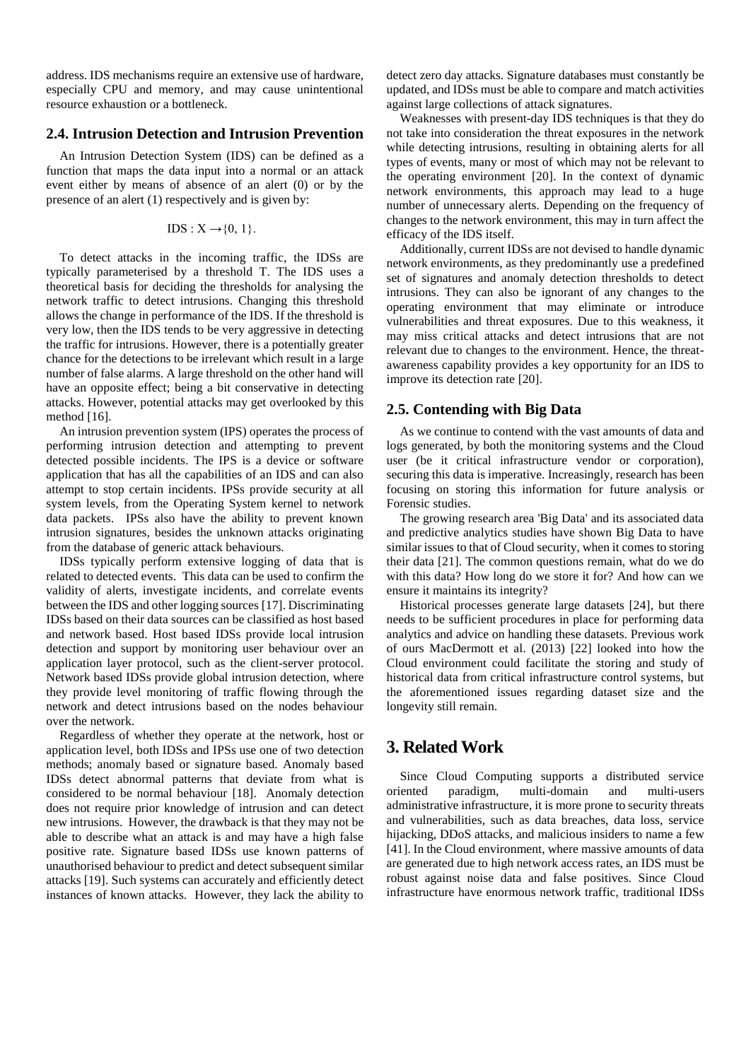address. IDS mechanisms require an extensive use of hardware, especially CPU and memory, and may cause unintentional resource exhaustion or a bottleneck.

## 2.4. Intrusion Detection and Intrusion Prevention

An Intrusion Detection System (IDS) can be defined as a function that maps the data input into a normal or an attack event either by means of absence of an alert (0) or by the presence of an alert (1) respectively and is given by:

$$\text{IDS} : X \rightarrow \{0, 1\}.$$

To detect attacks in the incoming traffic, the IDSs are typically parameterised by a threshold T. The IDS uses a theoretical basis for deciding the thresholds for analysing the network traffic to detect intrusions. Changing this threshold allows the change in performance of the IDS. If the threshold is very low, then the IDS tends to be very aggressive in detecting the traffic for intrusions. However, there is a potentially greater chance for the detections to be irrelevant which result in a large number of false alarms. A large threshold on the other hand will have an opposite effect; being a bit conservative in detecting attacks. However, potential attacks may get overlooked by this method [16].

An intrusion prevention system (IPS) operates the process of performing intrusion detection and attempting to prevent detected possible incidents. The IPS is a device or software application that has all the capabilities of an IDS and can also attempt to stop certain incidents. IPSs provide security at all system levels, from the Operating System kernel to network data packets. IPSs also have the ability to prevent known intrusion signatures, besides the unknown attacks originating from the database of generic attack behaviours.

IDSs typically perform extensive logging of data that is related to detected events. This data can be used to confirm the validity of alerts, investigate incidents, and correlate events between the IDS and other logging sources [17]. Discriminating IDSs based on their data sources can be classified as host based and network based. Host based IDSs provide local intrusion detection and support by monitoring user behaviour over an application layer protocol, such as the client-server protocol. Network based IDSs provide global intrusion detection, where they provide level monitoring of traffic flowing through the network and detect intrusions based on the nodes behaviour over the network.

Regardless of whether they operate at the network, host or application level, both IDSs and IPSs use one of two detection methods; anomaly based or signature based. Anomaly based IDSs detect abnormal patterns that deviate from what is considered to be normal behaviour [18]. Anomaly detection does not require prior knowledge of intrusion and can detect new intrusions. However, the drawback is that they may not be able to describe what an attack is and may have a high false positive rate. Signature based IDSs use known patterns of unauthorised behaviour to predict and detect subsequent similar attacks [19]. Such systems can accurately and efficiently detect instances of known attacks. However, they lack the ability to detect zero day attacks. Signature databases must constantly be updated, and IDSs must be able to compare and match activities against large collections of attack signatures.

Weaknesses with present-day IDS techniques is that they do not take into consideration the threat exposures in the network while detecting intrusions, resulting in obtaining alerts for all types of events, many or most of which may not be relevant to the operating environment [20]. In the context of dynamic network environments, this approach may lead to a huge number of unnecessary alerts. Depending on the frequency of changes to the network environment, this may in turn affect the efficacy of the IDS itself.

Additionally, current IDSs are not devised to handle dynamic network environments, as they predominantly use a predefined set of signatures and anomaly detection thresholds to detect intrusions. They can also be ignorant of any changes to the operating environment that may eliminate or introduce vulnerabilities and threat exposures. Due to this weakness, it may miss critical attacks and detect intrusions that are not relevant due to changes to the environment. Hence, the threat-awareness capability provides a key opportunity for an IDS to improve its detection rate [20].

## 2.5. Contending with Big Data

As we continue to contend with the vast amounts of data and logs generated, by both the monitoring systems and the Cloud user (be it critical infrastructure vendor or corporation), securing this data is imperative. Increasingly, research has been focusing on storing this information for future analysis or Forensic studies.

The growing research area 'Big Data' and its associated data and predictive analytics studies have shown Big Data to have similar issues to that of Cloud security, when it comes to storing their data [21]. The common questions remain, what do we do with this data? How long do we store it for? And how can we ensure it maintains its integrity?

Historical processes generate large datasets [24], but there needs to be sufficient procedures in place for performing data analytics and advice on handling these datasets. Previous work of ours MacDermott et al. (2013) [22] looked into how the Cloud environment could facilitate the storing and study of historical data from critical infrastructure control systems, but the aforementioned issues regarding dataset size and the longevity still remain.

# 3. Related Work

Since Cloud Computing supports a distributed service oriented paradigm, multi-domain and multi-users administrative infrastructure, it is more prone to security threats and vulnerabilities, such as data breaches, data loss, service hijacking, DDoS attacks, and malicious insiders to name a few [41]. In the Cloud environment, where massive amounts of data are generated due to high network access rates, an IDS must be robust against noise data and false positives. Since Cloud infrastructure have enormous network traffic, traditional IDSs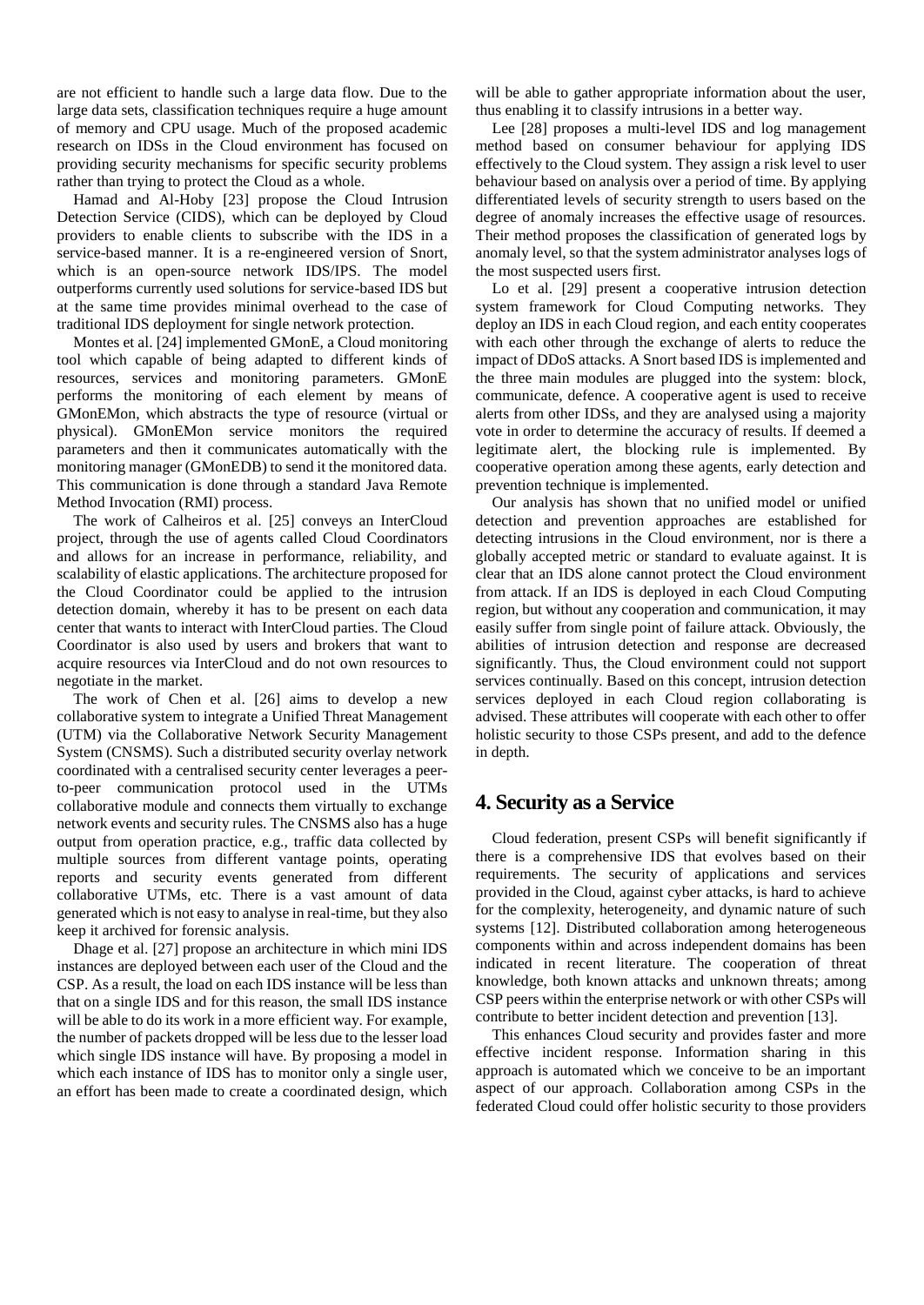are not efficient to handle such a large data flow. Due to the large data sets, classification techniques require a huge amount of memory and CPU usage. Much of the proposed academic research on IDSs in the Cloud environment has focused on providing security mechanisms for specific security problems rather than trying to protect the Cloud as a whole.

Hamad and Al-Hoby [23] propose the Cloud Intrusion Detection Service (CIDS), which can be deployed by Cloud providers to enable clients to subscribe with the IDS in a service-based manner. It is a re-engineered version of Snort, which is an open-source network IDS/IPS. The model outperforms currently used solutions for service-based IDS but at the same time provides minimal overhead to the case of traditional IDS deployment for single network protection.

Montes et al. [24] implemented GMonE, a Cloud monitoring tool which capable of being adapted to different kinds of resources, services and monitoring parameters. GMonE performs the monitoring of each element by means of GMonEMon, which abstracts the type of resource (virtual or physical). GMonEMon service monitors the required parameters and then it communicates automatically with the monitoring manager (GMonEDB) to send it the monitored data. This communication is done through a standard Java Remote Method Invocation (RMI) process.

The work of Calheiros et al. [25] conveys an InterCloud project, through the use of agents called Cloud Coordinators and allows for an increase in performance, reliability, and scalability of elastic applications. The architecture proposed for the Cloud Coordinator could be applied to the intrusion detection domain, whereby it has to be present on each data center that wants to interact with InterCloud parties. The Cloud Coordinator is also used by users and brokers that want to acquire resources via InterCloud and do not own resources to negotiate in the market.

The work of Chen et al. [26] aims to develop a new collaborative system to integrate a Unified Threat Management (UTM) via the Collaborative Network Security Management System (CNSMS). Such a distributed security overlay network coordinated with a centralised security center leverages a peer-to-peer communication protocol used in the UTMs collaborative module and connects them virtually to exchange network events and security rules. The CNSMS also has a huge output from operation practice, e.g., traffic data collected by multiple sources from different vantage points, operating reports and security events generated from different collaborative UTMs, etc. There is a vast amount of data generated which is not easy to analyse in real-time, but they also keep it archived for forensic analysis.

Dhage et al. [27] propose an architecture in which mini IDS instances are deployed between each user of the Cloud and the CSP. As a result, the load on each IDS instance will be less than that on a single IDS and for this reason, the small IDS instance will be able to do its work in a more efficient way. For example, the number of packets dropped will be less due to the lesser load which single IDS instance will have. By proposing a model in which each instance of IDS has to monitor only a single user, an effort has been made to create a coordinated design, which will be able to gather appropriate information about the user, thus enabling it to classify intrusions in a better way.

Lee [28] proposes a multi-level IDS and log management method based on consumer behaviour for applying IDS effectively to the Cloud system. They assign a risk level to user behaviour based on analysis over a period of time. By applying differentiated levels of security strength to users based on the degree of anomaly increases the effective usage of resources. Their method proposes the classification of generated logs by anomaly level, so that the system administrator analyses logs of the most suspected users first.

Lo et al. [29] present a cooperative intrusion detection system framework for Cloud Computing networks. They deploy an IDS in each Cloud region, and each entity cooperates with each other through the exchange of alerts to reduce the impact of DDoS attacks. A Snort based IDS is implemented and the three main modules are plugged into the system: block, communicate, defence. A cooperative agent is used to receive alerts from other IDSs, and they are analysed using a majority vote in order to determine the accuracy of results. If deemed a legitimate alert, the blocking rule is implemented. By cooperative operation among these agents, early detection and prevention technique is implemented.

Our analysis has shown that no unified model or unified detection and prevention approaches are established for detecting intrusions in the Cloud environment, nor is there a globally accepted metric or standard to evaluate against. It is clear that an IDS alone cannot protect the Cloud environment from attack. If an IDS is deployed in each Cloud Computing region, but without any cooperation and communication, it may easily suffer from single point of failure attack. Obviously, the abilities of intrusion detection and response are decreased significantly. Thus, the Cloud environment could not support services continually. Based on this concept, intrusion detection services deployed in each Cloud region collaborating is advised. These attributes will cooperate with each other to offer holistic security to those CSPs present, and add to the defence in depth.

# 4. Security as a Service

Cloud federation, present CSPs will benefit significantly if there is a comprehensive IDS that evolves based on their requirements. The security of applications and services provided in the Cloud, against cyber attacks, is hard to achieve for the complexity, heterogeneity, and dynamic nature of such systems [12]. Distributed collaboration among heterogeneous components within and across independent domains has been indicated in recent literature. The cooperation of threat knowledge, both known attacks and unknown threats; among CSP peers within the enterprise network or with other CSPs will contribute to better incident detection and prevention [13].

This enhances Cloud security and provides faster and more effective incident response. Information sharing in this approach is automated which we conceive to be an important aspect of our approach. Collaboration among CSPs in the federated Cloud could offer holistic security to those providers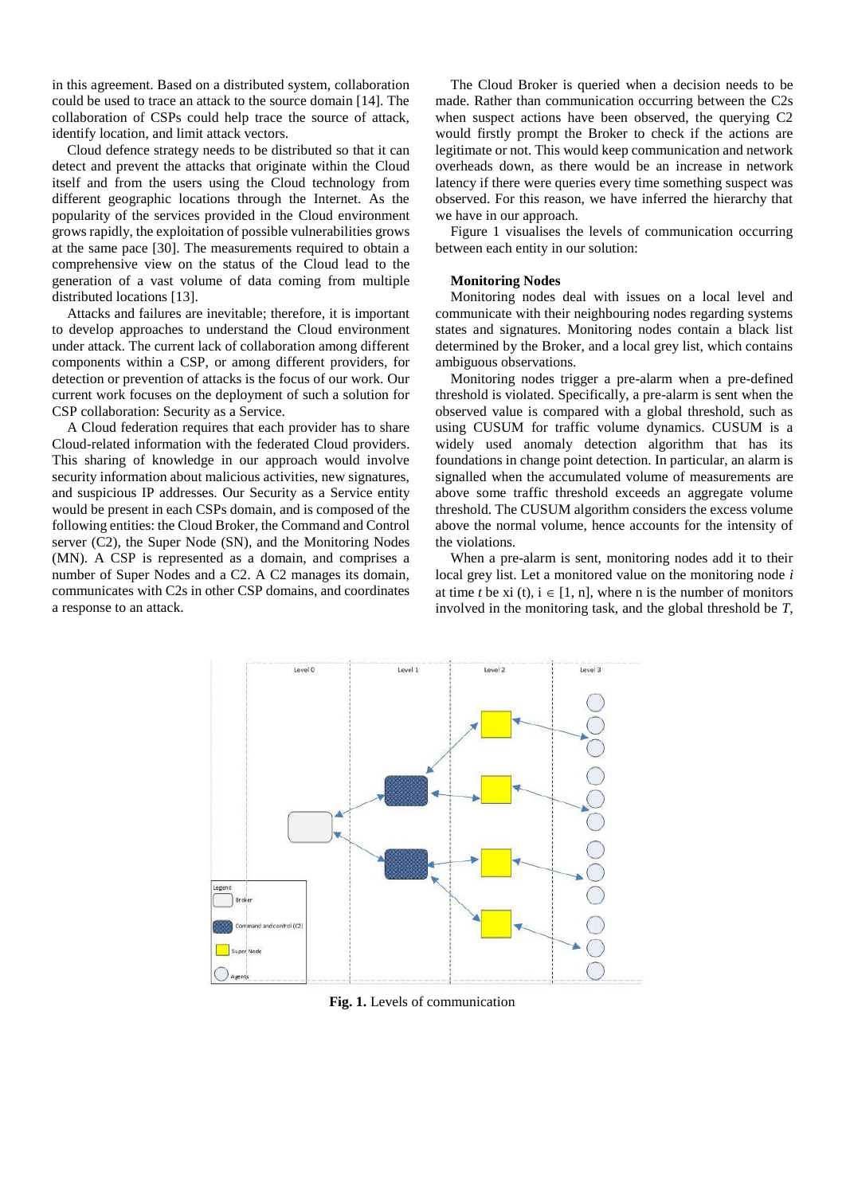in this agreement. Based on a distributed system, collaboration could be used to trace an attack to the source domain [14]. The collaboration of CSPs could help trace the source of attack, identify location, and limit attack vectors.

Cloud defence strategy needs to be distributed so that it can detect and prevent the attacks that originate within the Cloud itself and from the users using the Cloud technology from different geographic locations through the Internet. As the popularity of the services provided in the Cloud environment grows rapidly, the exploitation of possible vulnerabilities grows at the same pace [30]. The measurements required to obtain a comprehensive view on the status of the Cloud lead to the generation of a vast volume of data coming from multiple distributed locations [13].

Attacks and failures are inevitable; therefore, it is important to develop approaches to understand the Cloud environment under attack. The current lack of collaboration among different components within a CSP, or among different providers, for detection or prevention of attacks is the focus of our work. Our current work focuses on the deployment of such a solution for CSP collaboration: Security as a Service.

A Cloud federation requires that each provider has to share Cloud-related information with the federated Cloud providers. This sharing of knowledge in our approach would involve security information about malicious activities, new signatures, and suspicious IP addresses. Our Security as a Service entity would be present in each CSPs domain, and is composed of the following entities: the Cloud Broker, the Command and Control server (C2), the Super Node (SN), and the Monitoring Nodes (MN). A CSP is represented as a domain, and comprises a number of Super Nodes and a C2. A C2 manages its domain, communicates with C2s in other CSP domains, and coordinates a response to an attack.

The Cloud Broker is queried when a decision needs to be made. Rather than communication occurring between the C2s when suspect actions have been observed, the querying C2 would firstly prompt the Broker to check if the actions are legitimate or not. This would keep communication and network overheads down, as there would be an increase in network latency if there were queries every time something suspect was observed. For this reason, we have inferred the hierarchy that we have in our approach.

Figure 1 visualises the levels of communication occurring between each entity in our solution:

**Monitoring Nodes**

Monitoring nodes deal with issues on a local level and communicate with their neighbouring nodes regarding systems states and signatures. Monitoring nodes contain a black list determined by the Broker, and a local grey list, which contains ambiguous observations.

Monitoring nodes trigger a pre-alarm when a pre-defined threshold is violated. Specifically, a pre-alarm is sent when the observed value is compared with a global threshold, such as using CUSUM for traffic volume dynamics. CUSUM is a widely used anomaly detection algorithm that has its foundations in change point detection. In particular, an alarm is signalled when the accumulated volume of measurements are above some traffic threshold exceeds an aggregate volume threshold. The CUSUM algorithm considers the excess volume above the normal volume, hence accounts for the intensity of the violations.

When a pre-alarm is sent, monitoring nodes add it to their local grey list. Let a monitored value on the monitoring node $i$ at time $t$ be $x_i(t)$, $i \in [1, n]$, where n is the number of monitors involved in the monitoring task, and the global threshold be $T$,

**Fig. 1.** Levels of communication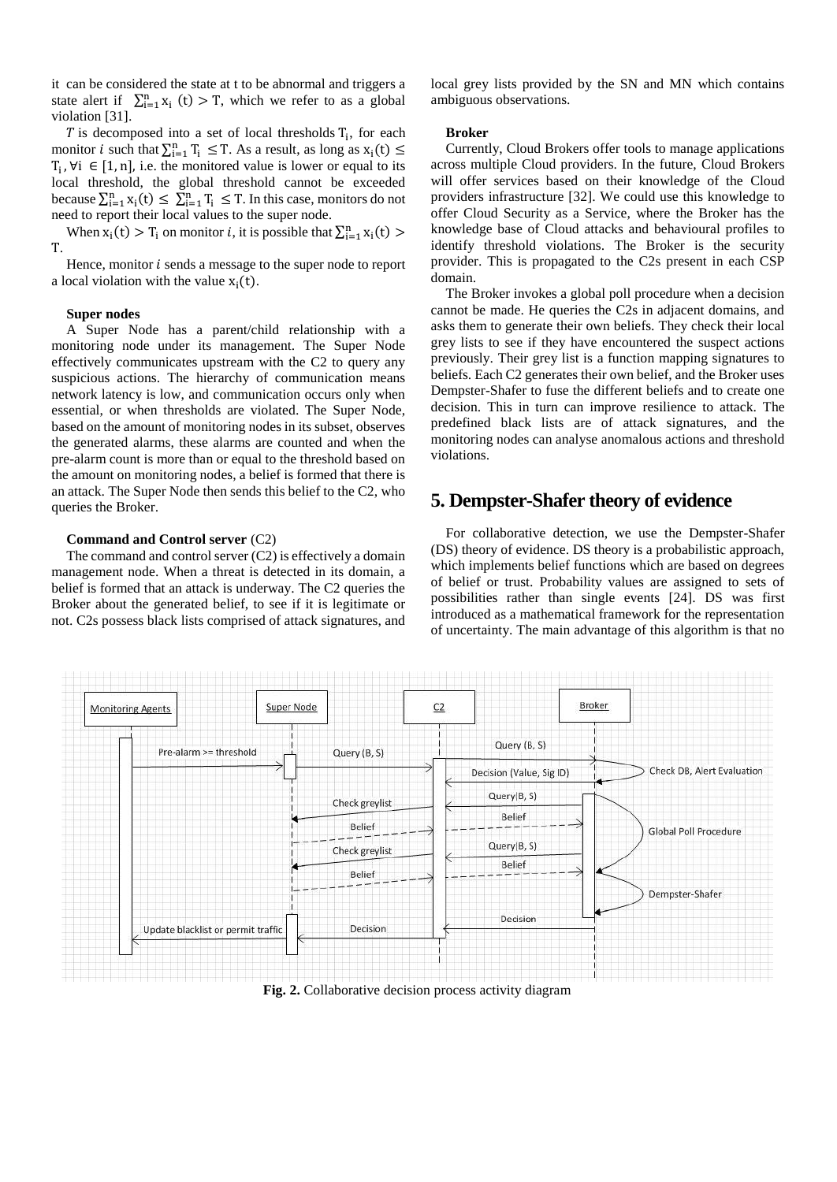it can be considered the state at t to be abnormal and triggers a state alert if $\sum_{i=1}^{n} x_i(t) > T$, which we refer to as a global violation [31].

$T$ is decomposed into a set of local thresholds $T_i$, for each monitor $i$ such that $\sum_{i=1}^{n} T_i \leq T$. As a result, as long as $x_i(t) \leq T_i, \forall i \in [1, n]$, i.e. the monitored value is lower or equal to its local threshold, the global threshold cannot be exceeded because $\sum_{i=1}^{n} x_i(t) \leq \sum_{i=1}^{n} T_i \leq T$. In this case, monitors do not need to report their local values to the super node.

When $x_i(t) > T_i$ on monitor $i$, it is possible that $\sum_{i=1}^{n} x_i(t) > T$.

Hence, monitor $i$ sends a message to the super node to report a local violation with the value $x_i(t)$.

#### Super nodes

A Super Node has a parent/child relationship with a monitoring node under its management. The Super Node effectively communicates upstream with the C2 to query any suspicious actions. The hierarchy of communication means network latency is low, and communication occurs only when essential, or when thresholds are violated. The Super Node, based on the amount of monitoring nodes in its subset, observes the generated alarms, these alarms are counted and when the pre-alarm count is more than or equal to the threshold based on the amount on monitoring nodes, a belief is formed that there is an attack. The Super Node then sends this belief to the C2, who queries the Broker.

#### Command and Control server (C2)

The command and control server (C2) is effectively a domain management node. When a threat is detected in its domain, a belief is formed that an attack is underway. The C2 queries the Broker about the generated belief, to see if it is legitimate or not. C2s possess black lists comprised of attack signatures, and local grey lists provided by the SN and MN which contains ambiguous observations.

#### Broker

Currently, Cloud Brokers offer tools to manage applications across multiple Cloud providers. In the future, Cloud Brokers will offer services based on their knowledge of the Cloud providers infrastructure [32]. We could use this knowledge to offer Cloud Security as a Service, where the Broker has the knowledge base of Cloud attacks and behavioural profiles to identify threshold violations. The Broker is the security provider. This is propagated to the C2s present in each CSP domain.

The Broker invokes a global poll procedure when a decision cannot be made. He queries the C2s in adjacent domains, and asks them to generate their own beliefs. They check their local grey lists to see if they have encountered the suspect actions previously. Their grey list is a function mapping signatures to beliefs. Each C2 generates their own belief, and the Broker uses Dempster-Shafer to fuse the different beliefs and to create one decision. This in turn can improve resilience to attack. The predefined black lists are of attack signatures, and the monitoring nodes can analyse anomalous actions and threshold violations.

## 5. Dempster-Shafer theory of evidence

For collaborative detection, we use the Dempster-Shafer (DS) theory of evidence. DS theory is a probabilistic approach, which implements belief functions which are based on degrees of belief or trust. Probability values are assigned to sets of possibilities rather than single events [24]. DS was first introduced as a mathematical framework for the representation of uncertainty. The main advantage of this algorithm is that no

**Fig. 2.** Collaborative decision process activity diagram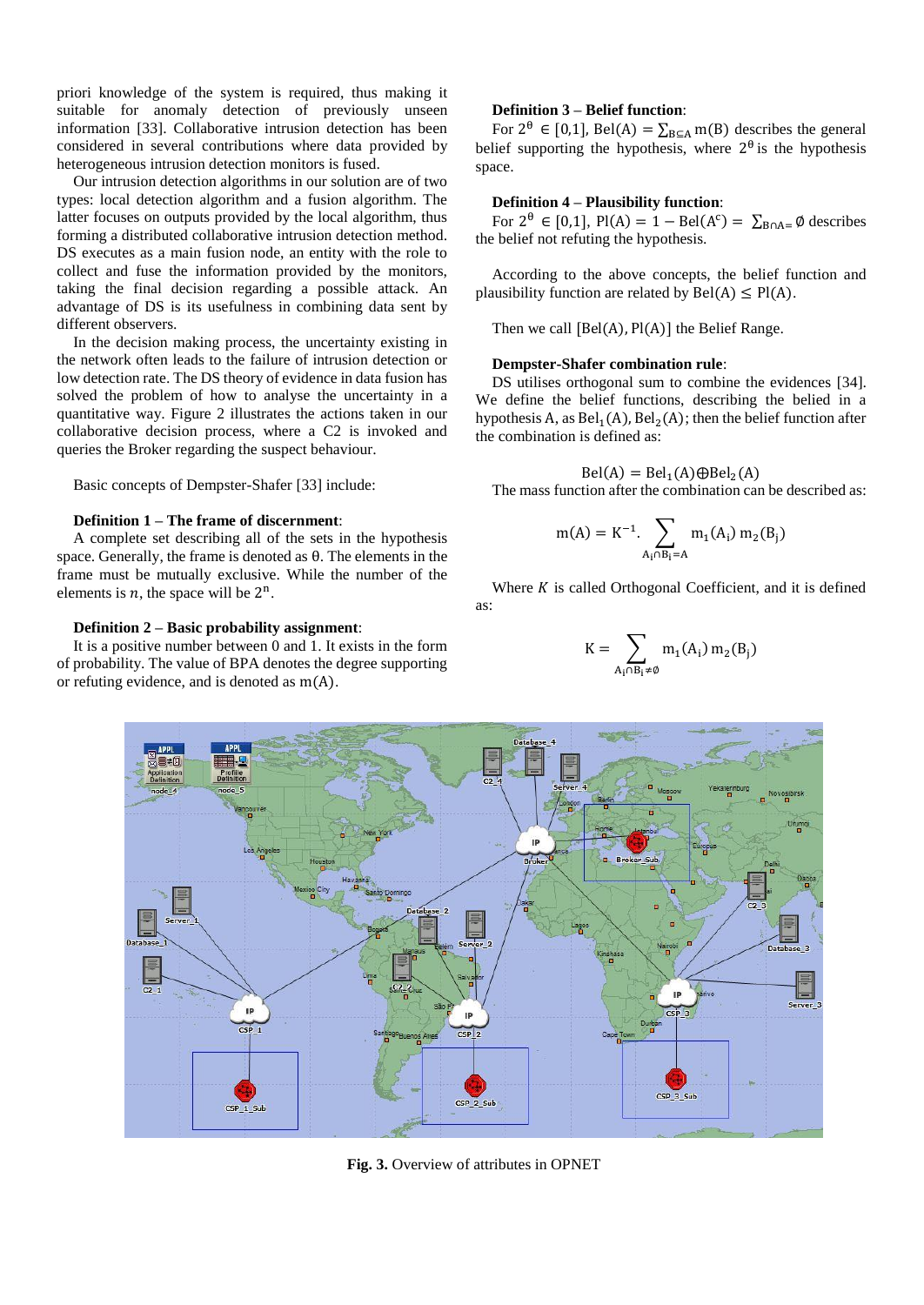priori knowledge of the system is required, thus making it suitable for anomaly detection of previously unseen information [33]. Collaborative intrusion detection has been considered in several contributions where data provided by heterogeneous intrusion detection monitors is fused.

Our intrusion detection algorithms in our solution are of two types: local detection algorithm and a fusion algorithm. The latter focuses on outputs provided by the local algorithm, thus forming a distributed collaborative intrusion detection method. DS executes as a main fusion node, an entity with the role to collect and fuse the information provided by the monitors, taking the final decision regarding a possible attack. An advantage of DS is its usefulness in combining data sent by different observers.

In the decision making process, the uncertainty existing in the network often leads to the failure of intrusion detection or low detection rate. The DS theory of evidence in data fusion has solved the problem of how to analyse the uncertainty in a quantitative way. Figure 2 illustrates the actions taken in our collaborative decision process, where a C2 is invoked and queries the Broker regarding the suspect behaviour.

Basic concepts of Dempster-Shafer [33] include:

**Definition 1 – The frame of discernment**:

A complete set describing all of the sets in the hypothesis space. Generally, the frame is denoted as $\theta$. The elements in the frame must be mutually exclusive. While the number of the elements is $n$, the space will be $2^n$.

**Definition 2 – Basic probability assignment**:

It is a positive number between 0 and 1. It exists in the form of probability. The value of BPA denotes the degree supporting or refuting evidence, and is denoted as $m(A)$.

**Definition 3 – Belief function**:

For $2^\theta \in [0,1]$, $\mathrm{Bel}(A) = \sum_{B \subseteq A} m(B)$ describes the general belief supporting the hypothesis, where $2^\theta$ is the hypothesis space.

**Definition 4 – Plausibility function**:

For $2^\theta \in [0,1]$, $\mathrm{Pl}(A) = 1 - \mathrm{Bel}(A^c) = \sum_{B \cap A =} \emptyset$ describes the belief not refuting the hypothesis.

According to the above concepts, the belief function and plausibility function are related by $\mathrm{Bel}(A) \leq \mathrm{Pl}(A)$.

Then we call $[\mathrm{Bel}(A), \mathrm{Pl}(A)]$ the Belief Range.

**Dempster-Shafer combination rule**:

DS utilises orthogonal sum to combine the evidences [34]. We define the belief functions, describing the belied in a hypothesis A, as $\mathrm{Bel}_1(A), \mathrm{Bel}_2(A)$; then the belief function after the combination is defined as:

$$\mathrm{Bel}(A) = \mathrm{Bel}_1(A) \oplus \mathrm{Bel}_2(A)$$

The mass function after the combination can be described as:

$$m(A) = K^{-1} \cdot \sum_{A_i \cap B_j = A} m_1(A_i)\, m_2(B_j)$$

Where $K$ is called Orthogonal Coefficient, and it is defined as:

$$K = \sum_{A_i \cap B_j \neq \emptyset} m_1(A_i)\, m_2(B_j)$$

**Fig. 3.** Overview of attributes in OPNET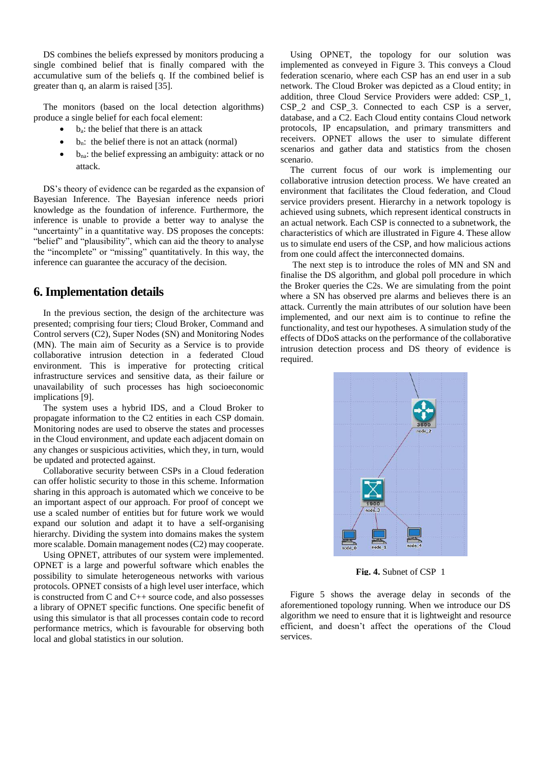DS combines the beliefs expressed by monitors producing a single combined belief that is finally compared with the accumulative sum of the beliefs q. If the combined belief is greater than q, an alarm is raised [35].

The monitors (based on the local detection algorithms) produce a single belief for each focal element:

- $b_a$: the belief that there is an attack
- $b_n$: the belief there is not an attack (normal)
- $b_{na}$: the belief expressing an ambiguity: attack or no attack.

DS's theory of evidence can be regarded as the expansion of Bayesian Inference. The Bayesian inference needs priori knowledge as the foundation of inference. Furthermore, the inference is unable to provide a better way to analyse the "uncertainty" in a quantitative way. DS proposes the concepts: "belief" and "plausibility", which can aid the theory to analyse the "incomplete" or "missing" quantitatively. In this way, the inference can guarantee the accuracy of the decision.

## 6. Implementation details

In the previous section, the design of the architecture was presented; comprising four tiers; Cloud Broker, Command and Control servers (C2), Super Nodes (SN) and Monitoring Nodes (MN). The main aim of Security as a Service is to provide collaborative intrusion detection in a federated Cloud environment. This is imperative for protecting critical infrastructure services and sensitive data, as their failure or unavailability of such processes has high socioeconomic implications [9].

The system uses a hybrid IDS, and a Cloud Broker to propagate information to the C2 entities in each CSP domain. Monitoring nodes are used to observe the states and processes in the Cloud environment, and update each adjacent domain on any changes or suspicious activities, which they, in turn, would be updated and protected against.

Collaborative security between CSPs in a Cloud federation can offer holistic security to those in this scheme. Information sharing in this approach is automated which we conceive to be an important aspect of our approach. For proof of concept we use a scaled number of entities but for future work we would expand our solution and adapt it to have a self-organising hierarchy. Dividing the system into domains makes the system more scalable. Domain management nodes (C2) may cooperate.

Using OPNET, attributes of our system were implemented. OPNET is a large and powerful software which enables the possibility to simulate heterogeneous networks with various protocols. OPNET consists of a high level user interface, which is constructed from C and C++ source code, and also possesses a library of OPNET specific functions. One specific benefit of using this simulator is that all processes contain code to record performance metrics, which is favourable for observing both local and global statistics in our solution.

Using OPNET, the topology for our solution was implemented as conveyed in Figure 3. This conveys a Cloud federation scenario, where each CSP has an end user in a sub network. The Cloud Broker was depicted as a Cloud entity; in addition, three Cloud Service Providers were added: CSP_1, CSP_2 and CSP_3. Connected to each CSP is a server, database, and a C2. Each Cloud entity contains Cloud network protocols, IP encapsulation, and primary transmitters and receivers. OPNET allows the user to simulate different scenarios and gather data and statistics from the chosen scenario.

The current focus of our work is implementing our collaborative intrusion detection process. We have created an environment that facilitates the Cloud federation, and Cloud service providers present. Hierarchy in a network topology is achieved using subnets, which represent identical constructs in an actual network. Each CSP is connected to a subnetwork, the characteristics of which are illustrated in Figure 4. These allow us to simulate end users of the CSP, and how malicious actions from one could affect the interconnected domains.

The next step is to introduce the roles of MN and SN and finalise the DS algorithm, and global poll procedure in which the Broker queries the C2s. We are simulating from the point where a SN has observed pre alarms and believes there is an attack. Currently the main attributes of our solution have been implemented, and our next aim is to continue to refine the functionality, and test our hypotheses. A simulation study of the effects of DDoS attacks on the performance of the collaborative intrusion detection process and DS theory of evidence is required.

**Fig. 4.** Subnet of CSP_1

Figure 5 shows the average delay in seconds of the aforementioned topology running. When we introduce our DS algorithm we need to ensure that it is lightweight and resource efficient, and doesn't affect the operations of the Cloud services.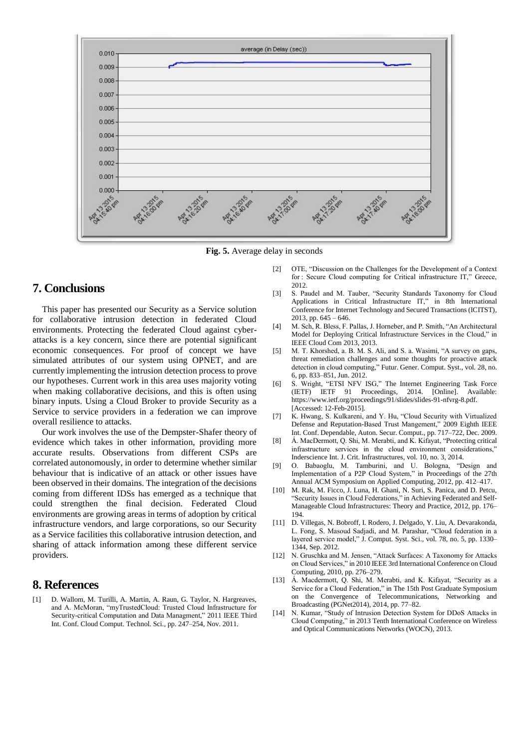**Fig. 5.** Average delay in seconds

# 7. Conclusions

This paper has presented our Security as a Service solution for collaborative intrusion detection in federated Cloud environments. Protecting the federated Cloud against cyber-attacks is a key concern, since there are potential significant economic consequences. For proof of concept we have simulated attributes of our system using OPNET, and are currently implementing the intrusion detection process to prove our hypotheses. Current work in this area uses majority voting when making collaborative decisions, and this is often using binary inputs. Using a Cloud Broker to provide Security as a Service to service providers in a federation we can improve overall resilience to attacks.

Our work involves the use of the Dempster-Shafer theory of evidence which takes in other information, providing more accurate results. Observations from different CSPs are correlated autonomously, in order to determine whether similar behaviour that is indicative of an attack or other issues have been observed in their domains. The integration of the decisions coming from different IDSs has emerged as a technique that could strengthen the final decision. Federated Cloud environments are growing areas in terms of adoption by critical infrastructure vendors, and large corporations, so our Security as a Service facilities this collaborative intrusion detection, and sharing of attack information among these different service providers.

# 8. References

[1] D. Wallom, M. Turilli, A. Martin, A. Raun, G. Taylor, N. Hargreaves, and A. McMoran, "myTrustedCloud: Trusted Cloud Infrastructure for Security-critical Computation and Data Managment," 2011 IEEE Third Int. Conf. Cloud Comput. Technol. Sci., pp. 247–254, Nov. 2011.

[2] OTE, "Discussion on the Challenges for the Development of a Context for : Secure Cloud computing for Critical infrastructure IT," Greece, 2012.

[3] S. Paudel and M. Tauber, "Security Standards Taxonomy for Cloud Applications in Critical Infrastructure IT," in 8th International Conference for Internet Technology and Secured Transactions (ICITST), 2013, pp. 645 – 646.

[4] M. Sch, R. Bless, F. Pallas, J. Horneber, and P. Smith, "An Architectural Model for Deploying Critical Infrastructure Services in the Cloud," in IEEE Cloud Com 2013, 2013.

[5] M. T. Khorshed, a. B. M. S. Ali, and S. a. Wasimi, "A survey on gaps, threat remediation challenges and some thoughts for proactive attack detection in cloud computing," Futur. Gener. Comput. Syst., vol. 28, no. 6, pp. 833–851, Jun. 2012.

[6] S. Wright, "ETSI NFV ISG," The Internet Engineering Task Force (IETF) IETF 91 Proceedings, 2014. [Online]. Available: https://www.ietf.org/proceedings/91/slides/slides-91-nfvrg-8.pdf. [Accessed: 12-Feb-2015].

[7] K. Hwang, S. Kulkareni, and Y. Hu, "Cloud Security with Virtualized Defense and Reputation-Based Trust Mangement," 2009 Eighth IEEE Int. Conf. Dependable, Auton. Secur. Comput., pp. 717–722, Dec. 2009.

[8] Á. MacDermott, Q. Shi, M. Merabti, and K. Kifayat, "Protecting critical infrastructure services in the cloud environment considerations," Inderscience Int. J. Crit. Infrastructures, vol. 10, no. 3, 2014.

[9] O. Babaoglu, M. Tamburini, and U. Bologna, "Design and Implementation of a P2P Cloud System," in Proceedings of the 27th Annual ACM Symposium on Applied Computing, 2012, pp. 412–417.

[10] M. Rak, M. Ficco, J. Luna, H. Ghani, N. Suri, S. Panica, and D. Petcu, "Security Issues in Cloud Federations," in Achieving Federated and Self-Manageable Cloud Infrastructures: Theory and Practice, 2012, pp. 176–194.

[11] D. Villegas, N. Bobroff, I. Rodero, J. Delgado, Y. Liu, A. Devarakonda, L. Fong, S. Masoud Sadjadi, and M. Parashar, "Cloud federation in a layered service model," J. Comput. Syst. Sci., vol. 78, no. 5, pp. 1330–1344, Sep. 2012.

[12] N. Gruschka and M. Jensen, "Attack Surfaces: A Taxonomy for Attacks on Cloud Services," in 2010 IEEE 3rd International Conference on Cloud Computing, 2010, pp. 276–279.

[13] Á. Macdermott, Q. Shi, M. Merabti, and K. Kifayat, "Security as a Service for a Cloud Federation," in The 15th Post Graduate Symposium on the Convergence of Telecommunications, Networking and Broadcasting (PGNet2014), 2014, pp. 77–82.

[14] N. Kumar, "Study of Intrusion Detection System for DDoS Attacks in Cloud Computing," in 2013 Tenth International Conference on Wireless and Optical Communications Networks (WOCN), 2013.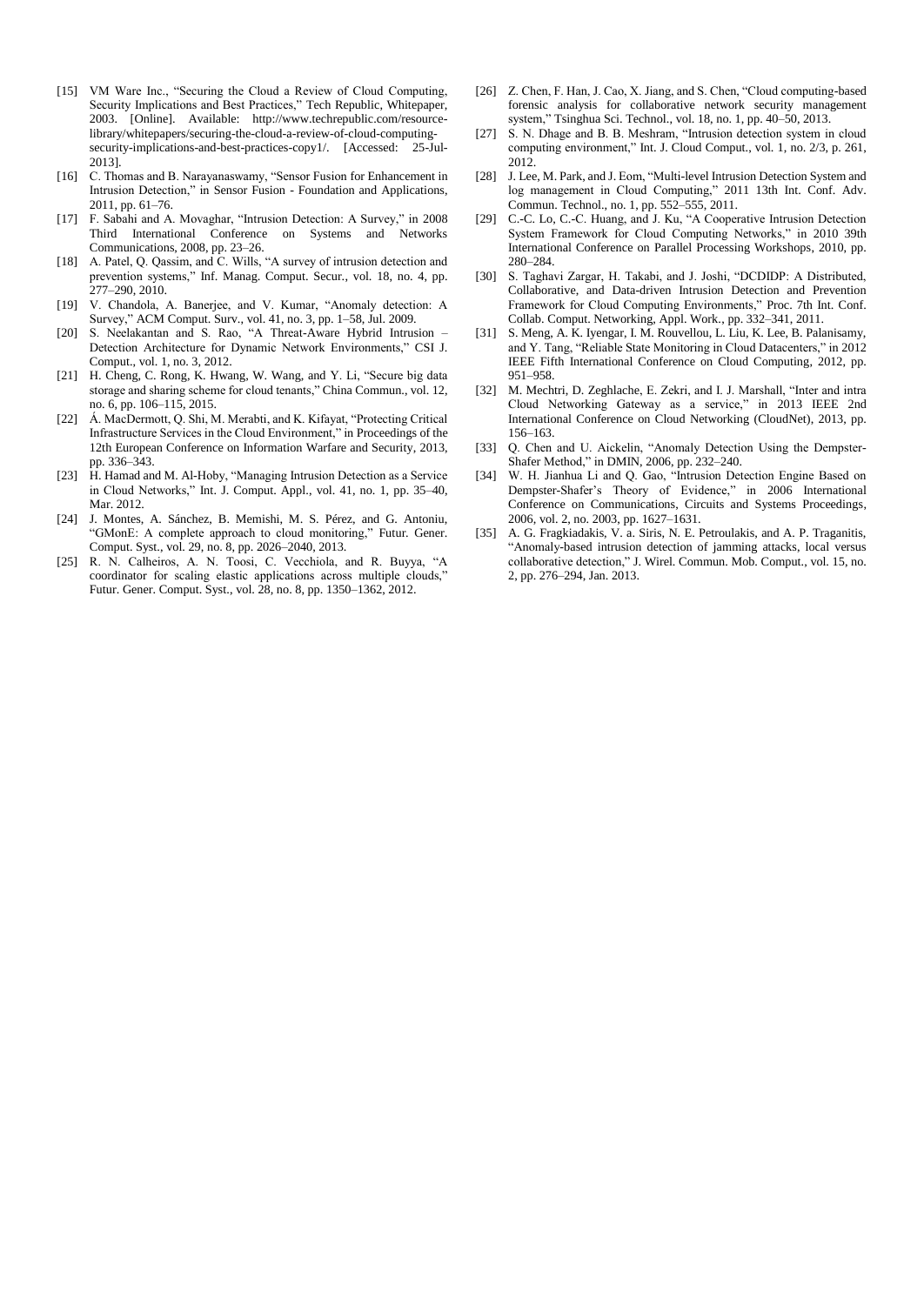[15] VM Ware Inc., "Securing the Cloud a Review of Cloud Computing, Security Implications and Best Practices," Tech Republic, Whitepaper, 2003. [Online]. Available: http://www.techrepublic.com/resource-library/whitepapers/securing-the-cloud-a-review-of-cloud-computing-security-implications-and-best-practices-copy1/. [Accessed: 25-Jul-2013].

[16] C. Thomas and B. Narayanaswamy, "Sensor Fusion for Enhancement in Intrusion Detection," in Sensor Fusion - Foundation and Applications, 2011, pp. 61–76.

[17] F. Sabahi and A. Movaghar, "Intrusion Detection: A Survey," in 2008 Third International Conference on Systems and Networks Communications, 2008, pp. 23–26.

[18] A. Patel, Q. Qassim, and C. Wills, "A survey of intrusion detection and prevention systems," Inf. Manag. Comput. Secur., vol. 18, no. 4, pp. 277–290, 2010.

[19] V. Chandola, A. Banerjee, and V. Kumar, "Anomaly detection: A Survey," ACM Comput. Surv., vol. 41, no. 3, pp. 1–58, Jul. 2009.

[20] S. Neelakantan and S. Rao, "A Threat-Aware Hybrid Intrusion – Detection Architecture for Dynamic Network Environments," CSI J. Comput., vol. 1, no. 3, 2012.

[21] H. Cheng, C. Rong, K. Hwang, W. Wang, and Y. Li, "Secure big data storage and sharing scheme for cloud tenants," China Commun., vol. 12, no. 6, pp. 106–115, 2015.

[22] Á. MacDermott, Q. Shi, M. Merabti, and K. Kifayat, "Protecting Critical Infrastructure Services in the Cloud Environment," in Proceedings of the 12th European Conference on Information Warfare and Security, 2013, pp. 336–343.

[23] H. Hamad and M. Al-Hoby, "Managing Intrusion Detection as a Service in Cloud Networks," Int. J. Comput. Appl., vol. 41, no. 1, pp. 35–40, Mar. 2012.

[24] J. Montes, A. Sánchez, B. Memishi, M. S. Pérez, and G. Antoniu, "GMonE: A complete approach to cloud monitoring," Futur. Gener. Comput. Syst., vol. 29, no. 8, pp. 2026–2040, 2013.

[25] R. N. Calheiros, A. N. Toosi, C. Vecchiola, and R. Buyya, "A coordinator for scaling elastic applications across multiple clouds," Futur. Gener. Comput. Syst., vol. 28, no. 8, pp. 1350–1362, 2012.

[26] Z. Chen, F. Han, J. Cao, X. Jiang, and S. Chen, "Cloud computing-based forensic analysis for collaborative network security management system," Tsinghua Sci. Technol., vol. 18, no. 1, pp. 40–50, 2013.

[27] S. N. Dhage and B. B. Meshram, "Intrusion detection system in cloud computing environment," Int. J. Cloud Comput., vol. 1, no. 2/3, p. 261, 2012.

[28] J. Lee, M. Park, and J. Eom, "Multi-level Intrusion Detection System and log management in Cloud Computing," 2011 13th Int. Conf. Adv. Commun. Technol., no. 1, pp. 552–555, 2011.

[29] C.-C. Lo, C.-C. Huang, and J. Ku, "A Cooperative Intrusion Detection System Framework for Cloud Computing Networks," in 2010 39th International Conference on Parallel Processing Workshops, 2010, pp. 280–284.

[30] S. Taghavi Zargar, H. Takabi, and J. Joshi, "DCDIDP: A Distributed, Collaborative, and Data-driven Intrusion Detection and Prevention Framework for Cloud Computing Environments," Proc. 7th Int. Conf. Collab. Comput. Networking, Appl. Work., pp. 332–341, 2011.

[31] S. Meng, A. K. Iyengar, I. M. Rouvellou, L. Liu, K. Lee, B. Palanisamy, and Y. Tang, "Reliable State Monitoring in Cloud Datacenters," in 2012 IEEE Fifth International Conference on Cloud Computing, 2012, pp. 951–958.

[32] M. Mechtri, D. Zeghlache, E. Zekri, and I. J. Marshall, "Inter and intra Cloud Networking Gateway as a service," in 2013 IEEE 2nd International Conference on Cloud Networking (CloudNet), 2013, pp. 156–163.

[33] Q. Chen and U. Aickelin, "Anomaly Detection Using the Dempster-Shafer Method," in DMIN, 2006, pp. 232–240.

[34] W. H. Jianhua Li and Q. Gao, "Intrusion Detection Engine Based on Dempster-Shafer's Theory of Evidence," in 2006 International Conference on Communications, Circuits and Systems Proceedings, 2006, vol. 2, no. 2003, pp. 1627–1631.

[35] A. G. Fragkiadakis, V. a. Siris, N. E. Petroulakis, and A. P. Traganitis, "Anomaly-based intrusion detection of jamming attacks, local versus collaborative detection," J. Wirel. Commun. Mob. Comput., vol. 15, no. 2, pp. 276–294, Jan. 2013.